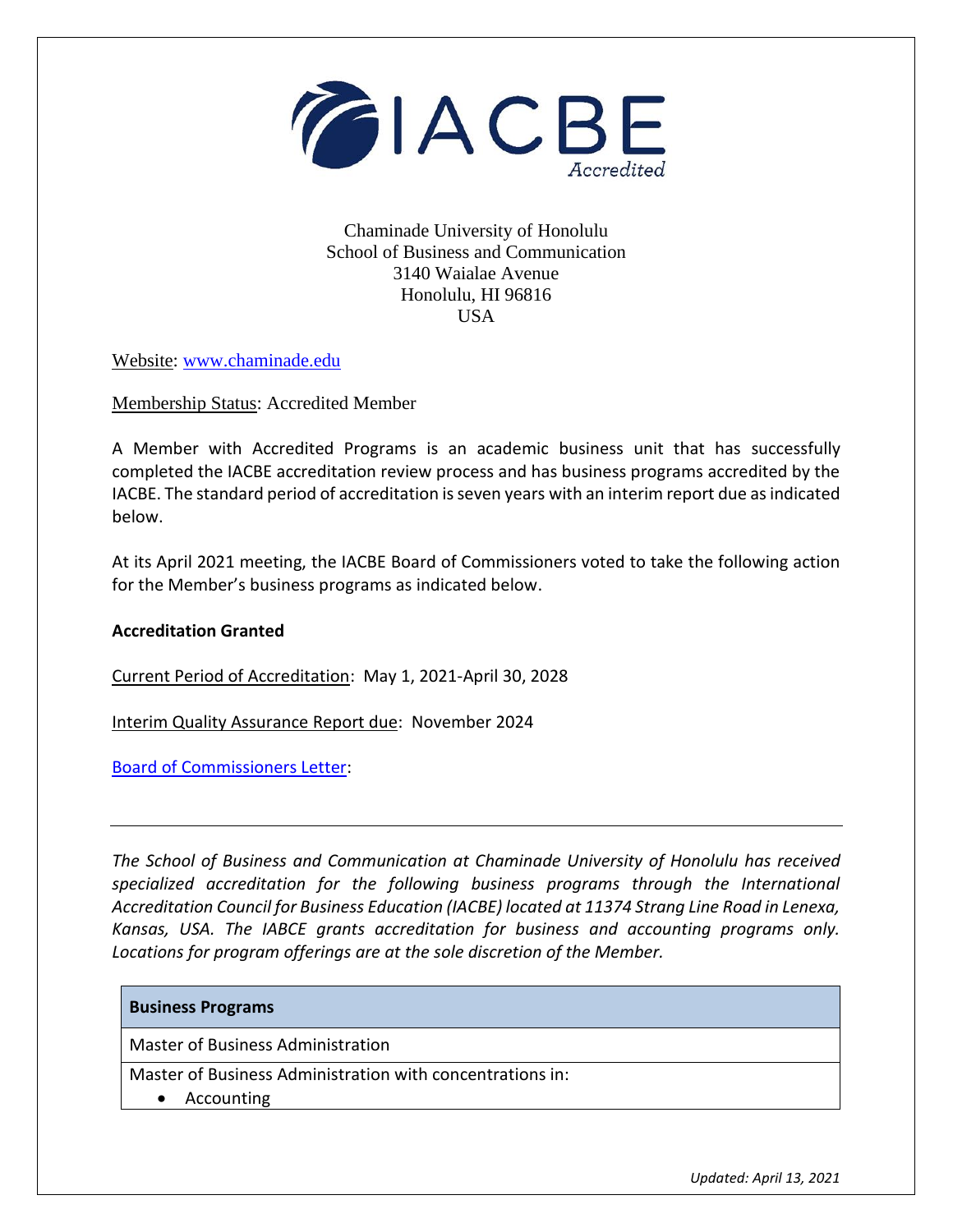IACBE Accredited

Chaminade University of Honolulu
School of Business and Communication
3140 Waialae Avenue
Honolulu, HI 96816
USA

Website: [www.chaminade.edu](http://www.chaminade.edu)

Membership Status: Accredited Member

A Member with Accredited Programs is an academic business unit that has successfully completed the IACBE accreditation review process and has business programs accredited by the IACBE. The standard period of accreditation is seven years with an interim report due as indicated below.

At its April 2021 meeting, the IACBE Board of Commissioners voted to take the following action for the Member's business programs as indicated below.

**Accreditation Granted**

Current Period of Accreditation: May 1, 2021-April 30, 2028

Interim Quality Assurance Report due: November 2024

Board of Commissioners Letter:

---

*The School of Business and Communication at Chaminade University of Honolulu has received specialized accreditation for the following business programs through the International Accreditation Council for Business Education (IACBE) located at 11374 Strang Line Road in Lenexa, Kansas, USA. The IABCE grants accreditation for business and accounting programs only. Locations for program offerings are at the sole discretion of the Member.*

| **Business Programs** |
| --- |
| Master of Business Administration |
| Master of Business Administration with concentrations in:<br>• Accounting |

*Updated: April 13, 2021*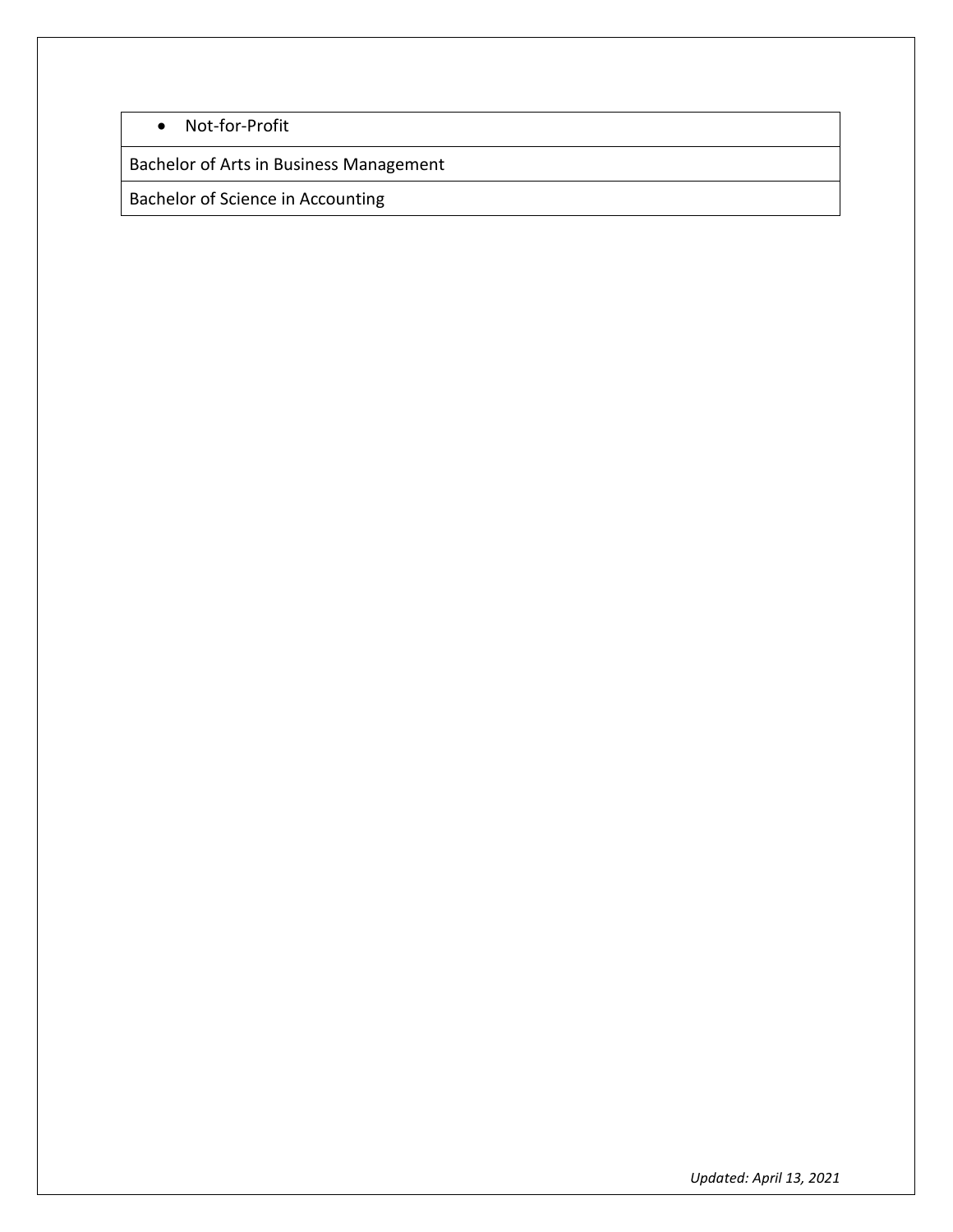| |
|---|
| • Not-for-Profit |
| Bachelor of Arts in Business Management |
| Bachelor of Science in Accounting |

*Updated: April 13, 2021*